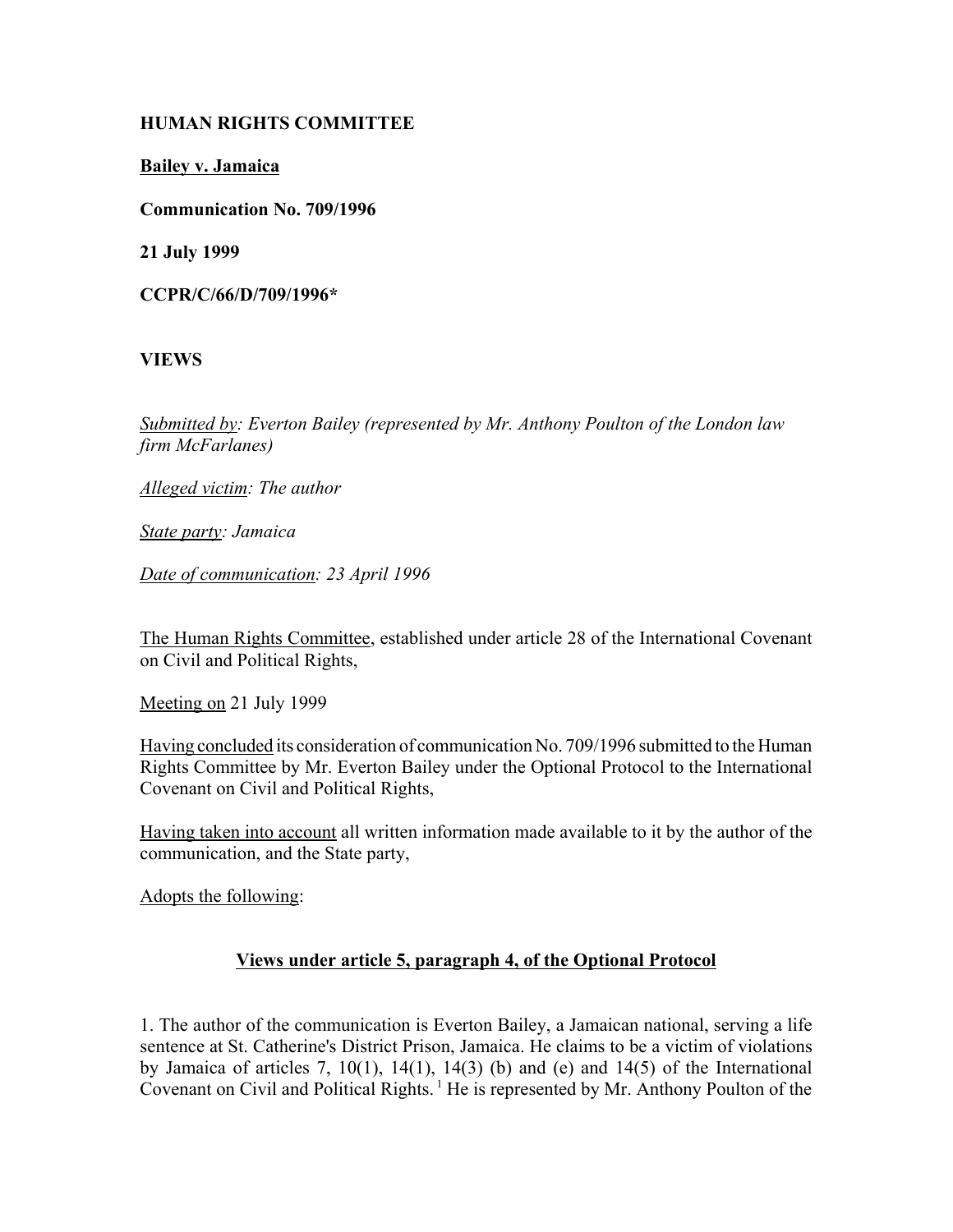**HUMAN RIGHTS COMMITTEE**

**Bailey v. Jamaica**

**Communication No. 709/1996**

**21 July 1999**

**CCPR/C/66/D/709/1996***

**VIEWS**

*Submitted by: Everton Bailey (represented by Mr. Anthony Poulton of the London law firm McFarlanes)*

*Alleged victim: The author*

*State party: Jamaica*

*Date of communication: 23 April 1996*

The Human Rights Committee, established under article 28 of the International Covenant on Civil and Political Rights,

Meeting on 21 July 1999

Having concluded its consideration of communication No. 709/1996 submitted to the Human Rights Committee by Mr. Everton Bailey under the Optional Protocol to the International Covenant on Civil and Political Rights,

Having taken into account all written information made available to it by the author of the communication, and the State party,

Adopts the following:

## Views under article 5, paragraph 4, of the Optional Protocol

1. The author of the communication is Everton Bailey, a Jamaican national, serving a life sentence at St. Catherine's District Prison, Jamaica. He claims to be a victim of violations by Jamaica of articles 7, 10(1), 14(1), 14(3) (b) and (e) and 14(5) of the International Covenant on Civil and Political Rights. [1] He is represented by Mr. Anthony Poulton of the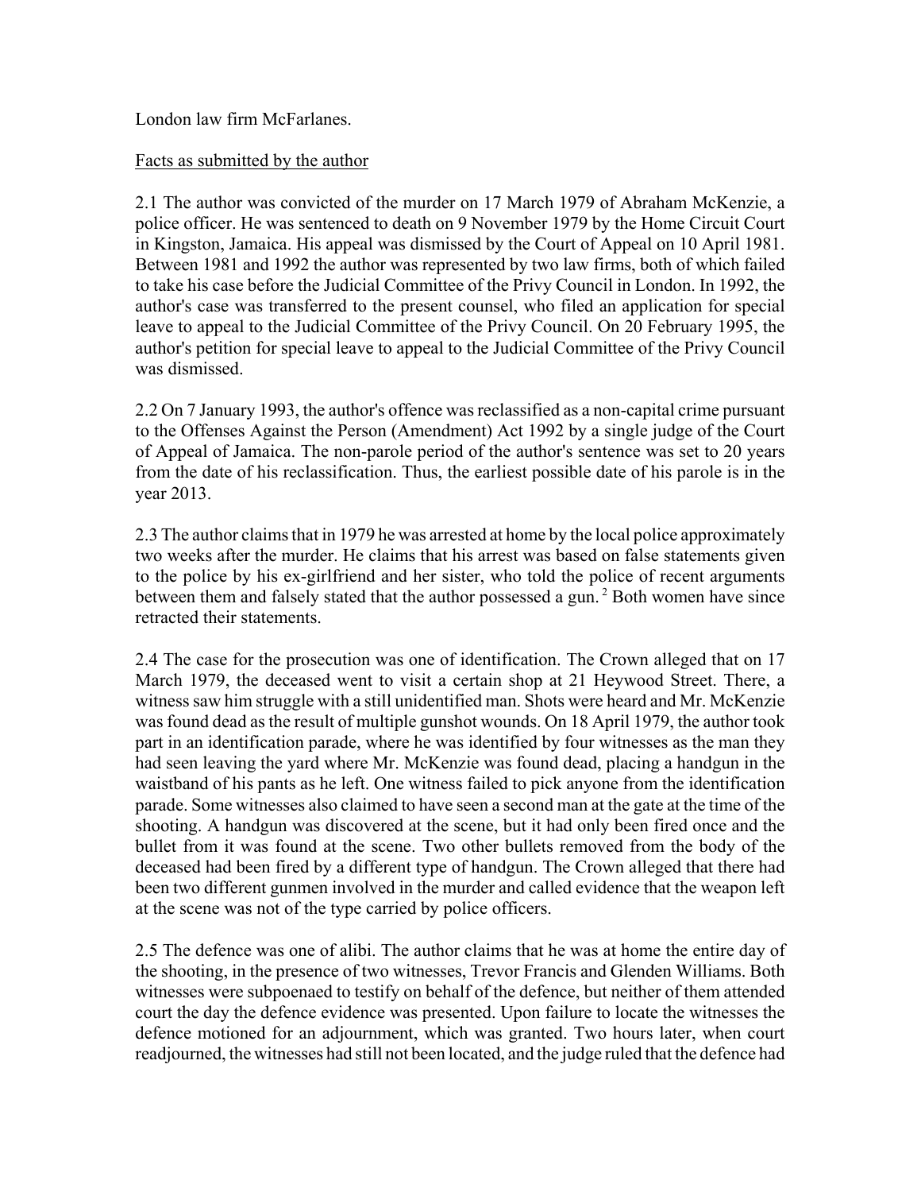London law firm McFarlanes.

Facts as submitted by the author

2.1 The author was convicted of the murder on 17 March 1979 of Abraham McKenzie, a police officer. He was sentenced to death on 9 November 1979 by the Home Circuit Court in Kingston, Jamaica. His appeal was dismissed by the Court of Appeal on 10 April 1981. Between 1981 and 1992 the author was represented by two law firms, both of which failed to take his case before the Judicial Committee of the Privy Council in London. In 1992, the author's case was transferred to the present counsel, who filed an application for special leave to appeal to the Judicial Committee of the Privy Council. On 20 February 1995, the author's petition for special leave to appeal to the Judicial Committee of the Privy Council was dismissed.

2.2 On 7 January 1993, the author's offence was reclassified as a non-capital crime pursuant to the Offenses Against the Person (Amendment) Act 1992 by a single judge of the Court of Appeal of Jamaica. The non-parole period of the author's sentence was set to 20 years from the date of his reclassification. Thus, the earliest possible date of his parole is in the year 2013.

2.3 The author claims that in 1979 he was arrested at home by the local police approximately two weeks after the murder. He claims that his arrest was based on false statements given to the police by his ex-girlfriend and her sister, who told the police of recent arguments between them and falsely stated that the author possessed a gun. [2] Both women have since retracted their statements.

2.4 The case for the prosecution was one of identification. The Crown alleged that on 17 March 1979, the deceased went to visit a certain shop at 21 Heywood Street. There, a witness saw him struggle with a still unidentified man. Shots were heard and Mr. McKenzie was found dead as the result of multiple gunshot wounds. On 18 April 1979, the author took part in an identification parade, where he was identified by four witnesses as the man they had seen leaving the yard where Mr. McKenzie was found dead, placing a handgun in the waistband of his pants as he left. One witness failed to pick anyone from the identification parade. Some witnesses also claimed to have seen a second man at the gate at the time of the shooting. A handgun was discovered at the scene, but it had only been fired once and the bullet from it was found at the scene. Two other bullets removed from the body of the deceased had been fired by a different type of handgun. The Crown alleged that there had been two different gunmen involved in the murder and called evidence that the weapon left at the scene was not of the type carried by police officers.

2.5 The defence was one of alibi. The author claims that he was at home the entire day of the shooting, in the presence of two witnesses, Trevor Francis and Glenden Williams. Both witnesses were subpoenaed to testify on behalf of the defence, but neither of them attended court the day the defence evidence was presented. Upon failure to locate the witnesses the defence motioned for an adjournment, which was granted. Two hours later, when court readjourned, the witnesses had still not been located, and the judge ruled that the defence had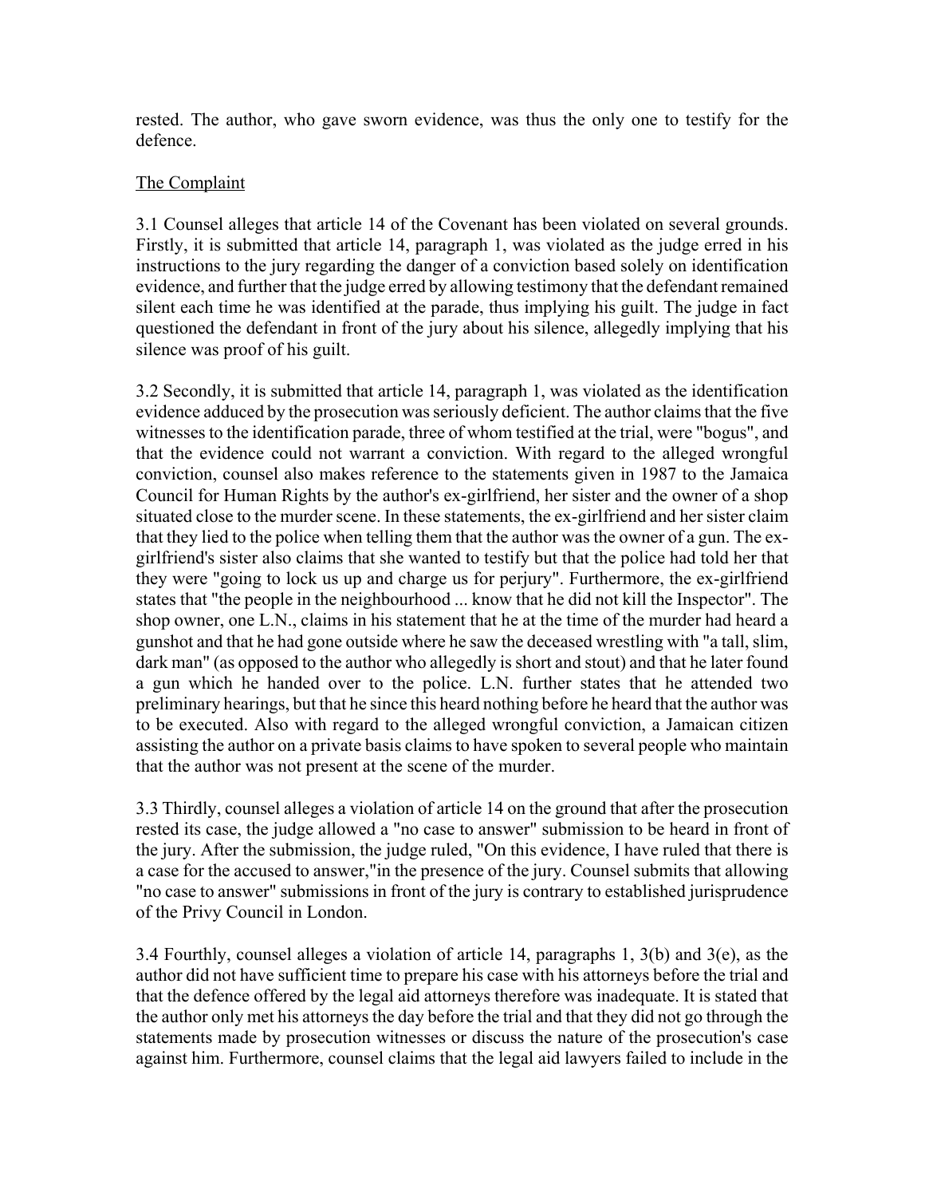rested. The author, who gave sworn evidence, was thus the only one to testify for the defence.

## The Complaint

3.1 Counsel alleges that article 14 of the Covenant has been violated on several grounds. Firstly, it is submitted that article 14, paragraph 1, was violated as the judge erred in his instructions to the jury regarding the danger of a conviction based solely on identification evidence, and further that the judge erred by allowing testimony that the defendant remained silent each time he was identified at the parade, thus implying his guilt. The judge in fact questioned the defendant in front of the jury about his silence, allegedly implying that his silence was proof of his guilt.

3.2 Secondly, it is submitted that article 14, paragraph 1, was violated as the identification evidence adduced by the prosecution was seriously deficient. The author claims that the five witnesses to the identification parade, three of whom testified at the trial, were "bogus", and that the evidence could not warrant a conviction. With regard to the alleged wrongful conviction, counsel also makes reference to the statements given in 1987 to the Jamaica Council for Human Rights by the author's ex-girlfriend, her sister and the owner of a shop situated close to the murder scene. In these statements, the ex-girlfriend and her sister claim that they lied to the police when telling them that the author was the owner of a gun. The ex-girlfriend's sister also claims that she wanted to testify but that the police had told her that they were "going to lock us up and charge us for perjury". Furthermore, the ex-girlfriend states that "the people in the neighbourhood ... know that he did not kill the Inspector". The shop owner, one L.N., claims in his statement that he at the time of the murder had heard a gunshot and that he had gone outside where he saw the deceased wrestling with "a tall, slim, dark man" (as opposed to the author who allegedly is short and stout) and that he later found a gun which he handed over to the police. L.N. further states that he attended two preliminary hearings, but that he since this heard nothing before he heard that the author was to be executed. Also with regard to the alleged wrongful conviction, a Jamaican citizen assisting the author on a private basis claims to have spoken to several people who maintain that the author was not present at the scene of the murder.

3.3 Thirdly, counsel alleges a violation of article 14 on the ground that after the prosecution rested its case, the judge allowed a "no case to answer" submission to be heard in front of the jury. After the submission, the judge ruled, "On this evidence, I have ruled that there is a case for the accused to answer,"in the presence of the jury. Counsel submits that allowing "no case to answer" submissions in front of the jury is contrary to established jurisprudence of the Privy Council in London.

3.4 Fourthly, counsel alleges a violation of article 14, paragraphs 1, 3(b) and 3(e), as the author did not have sufficient time to prepare his case with his attorneys before the trial and that the defence offered by the legal aid attorneys therefore was inadequate. It is stated that the author only met his attorneys the day before the trial and that they did not go through the statements made by prosecution witnesses or discuss the nature of the prosecution's case against him. Furthermore, counsel claims that the legal aid lawyers failed to include in the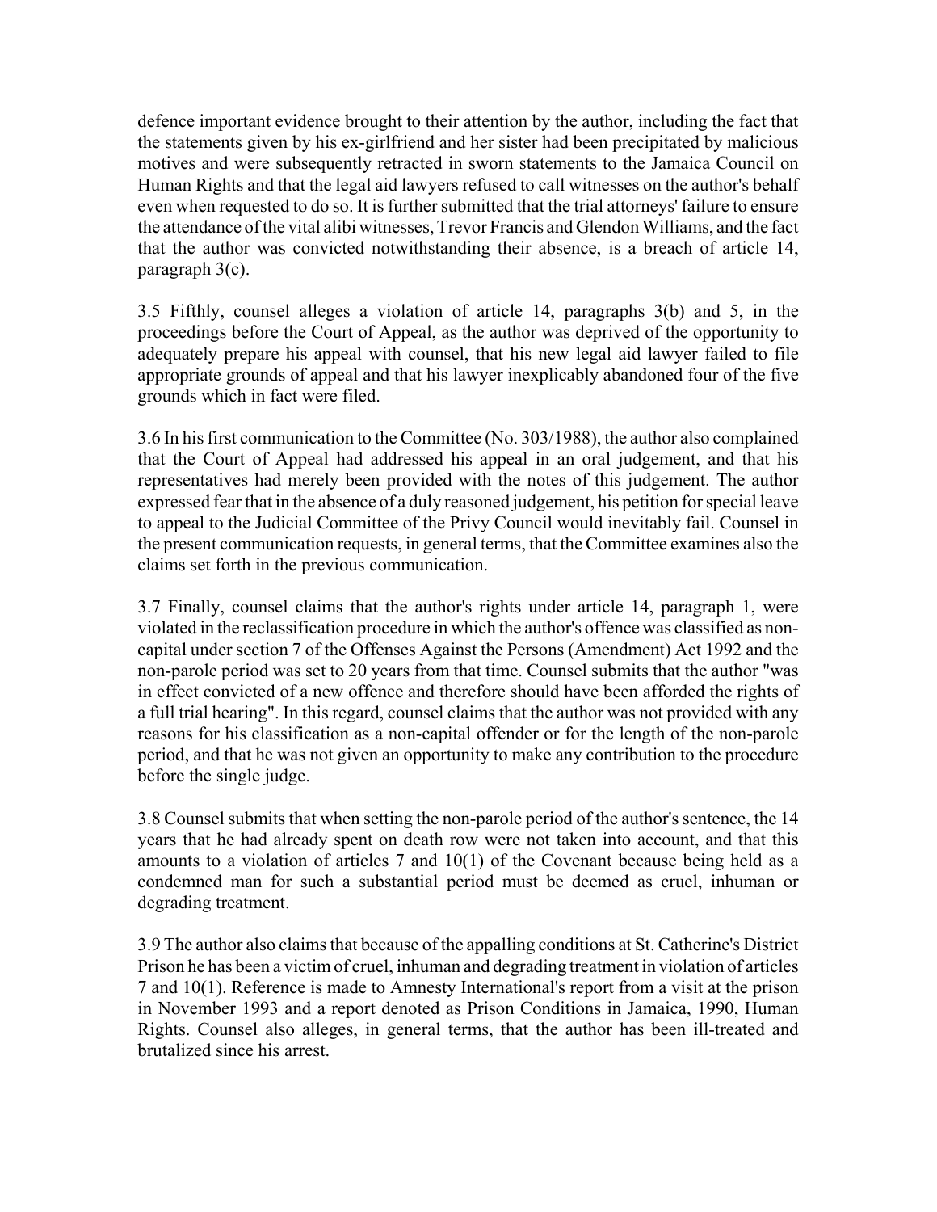defence important evidence brought to their attention by the author, including the fact that the statements given by his ex-girlfriend and her sister had been precipitated by malicious motives and were subsequently retracted in sworn statements to the Jamaica Council on Human Rights and that the legal aid lawyers refused to call witnesses on the author's behalf even when requested to do so. It is further submitted that the trial attorneys' failure to ensure the attendance of the vital alibi witnesses, Trevor Francis and Glendon Williams, and the fact that the author was convicted notwithstanding their absence, is a breach of article 14, paragraph 3(c).

3.5 Fifthly, counsel alleges a violation of article 14, paragraphs 3(b) and 5, in the proceedings before the Court of Appeal, as the author was deprived of the opportunity to adequately prepare his appeal with counsel, that his new legal aid lawyer failed to file appropriate grounds of appeal and that his lawyer inexplicably abandoned four of the five grounds which in fact were filed.

3.6 In his first communication to the Committee (No. 303/1988), the author also complained that the Court of Appeal had addressed his appeal in an oral judgement, and that his representatives had merely been provided with the notes of this judgement. The author expressed fear that in the absence of a duly reasoned judgement, his petition for special leave to appeal to the Judicial Committee of the Privy Council would inevitably fail. Counsel in the present communication requests, in general terms, that the Committee examines also the claims set forth in the previous communication.

3.7 Finally, counsel claims that the author's rights under article 14, paragraph 1, were violated in the reclassification procedure in which the author's offence was classified as non-capital under section 7 of the Offenses Against the Persons (Amendment) Act 1992 and the non-parole period was set to 20 years from that time. Counsel submits that the author "was in effect convicted of a new offence and therefore should have been afforded the rights of a full trial hearing". In this regard, counsel claims that the author was not provided with any reasons for his classification as a non-capital offender or for the length of the non-parole period, and that he was not given an opportunity to make any contribution to the procedure before the single judge.

3.8 Counsel submits that when setting the non-parole period of the author's sentence, the 14 years that he had already spent on death row were not taken into account, and that this amounts to a violation of articles 7 and 10(1) of the Covenant because being held as a condemned man for such a substantial period must be deemed as cruel, inhuman or degrading treatment.

3.9 The author also claims that because of the appalling conditions at St. Catherine's District Prison he has been a victim of cruel, inhuman and degrading treatment in violation of articles 7 and 10(1). Reference is made to Amnesty International's report from a visit at the prison in November 1993 and a report denoted as Prison Conditions in Jamaica, 1990, Human Rights. Counsel also alleges, in general terms, that the author has been ill-treated and brutalized since his arrest.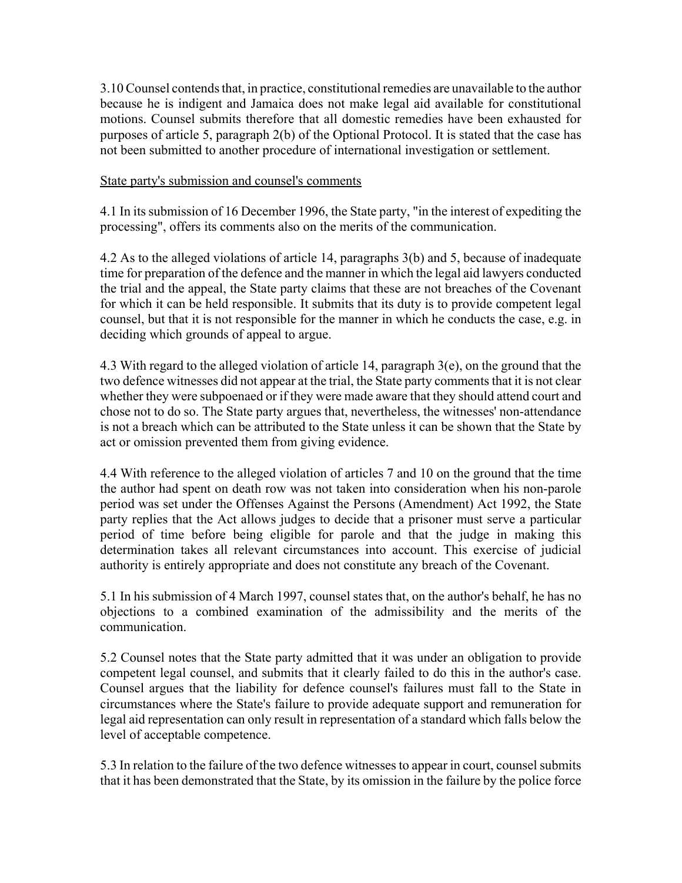3.10 Counsel contends that, in practice, constitutional remedies are unavailable to the author because he is indigent and Jamaica does not make legal aid available for constitutional motions. Counsel submits therefore that all domestic remedies have been exhausted for purposes of article 5, paragraph 2(b) of the Optional Protocol. It is stated that the case has not been submitted to another procedure of international investigation or settlement.

State party's submission and counsel's comments

4.1 In its submission of 16 December 1996, the State party, "in the interest of expediting the processing", offers its comments also on the merits of the communication.

4.2 As to the alleged violations of article 14, paragraphs 3(b) and 5, because of inadequate time for preparation of the defence and the manner in which the legal aid lawyers conducted the trial and the appeal, the State party claims that these are not breaches of the Covenant for which it can be held responsible. It submits that its duty is to provide competent legal counsel, but that it is not responsible for the manner in which he conducts the case, e.g. in deciding which grounds of appeal to argue.

4.3 With regard to the alleged violation of article 14, paragraph 3(e), on the ground that the two defence witnesses did not appear at the trial, the State party comments that it is not clear whether they were subpoenaed or if they were made aware that they should attend court and chose not to do so. The State party argues that, nevertheless, the witnesses' non-attendance is not a breach which can be attributed to the State unless it can be shown that the State by act or omission prevented them from giving evidence.

4.4 With reference to the alleged violation of articles 7 and 10 on the ground that the time the author had spent on death row was not taken into consideration when his non-parole period was set under the Offenses Against the Persons (Amendment) Act 1992, the State party replies that the Act allows judges to decide that a prisoner must serve a particular period of time before being eligible for parole and that the judge in making this determination takes all relevant circumstances into account. This exercise of judicial authority is entirely appropriate and does not constitute any breach of the Covenant.

5.1 In his submission of 4 March 1997, counsel states that, on the author's behalf, he has no objections to a combined examination of the admissibility and the merits of the communication.

5.2 Counsel notes that the State party admitted that it was under an obligation to provide competent legal counsel, and submits that it clearly failed to do this in the author's case. Counsel argues that the liability for defence counsel's failures must fall to the State in circumstances where the State's failure to provide adequate support and remuneration for legal aid representation can only result in representation of a standard which falls below the level of acceptable competence.

5.3 In relation to the failure of the two defence witnesses to appear in court, counsel submits that it has been demonstrated that the State, by its omission in the failure by the police force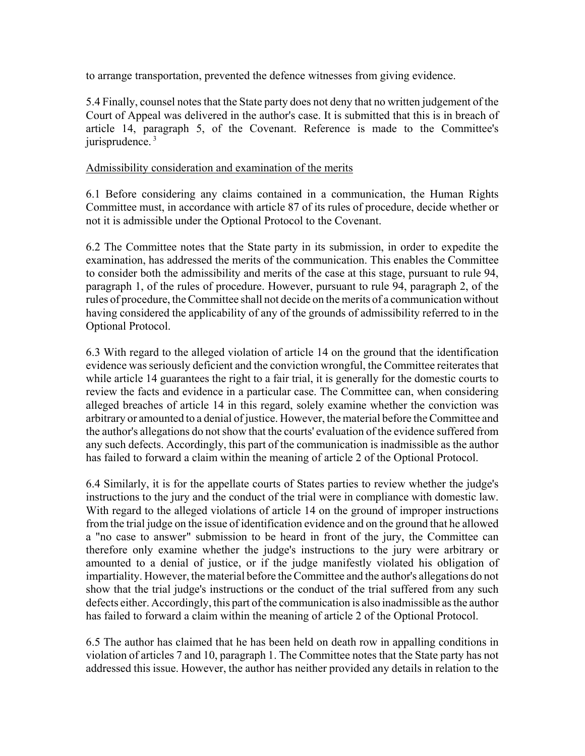to arrange transportation, prevented the defence witnesses from giving evidence.

5.4 Finally, counsel notes that the State party does not deny that no written judgement of the Court of Appeal was delivered in the author's case. It is submitted that this is in breach of article 14, paragraph 5, of the Covenant. Reference is made to the Committee's jurisprudence. [3]

Admissibility consideration and examination of the merits

6.1 Before considering any claims contained in a communication, the Human Rights Committee must, in accordance with article 87 of its rules of procedure, decide whether or not it is admissible under the Optional Protocol to the Covenant.

6.2 The Committee notes that the State party in its submission, in order to expedite the examination, has addressed the merits of the communication. This enables the Committee to consider both the admissibility and merits of the case at this stage, pursuant to rule 94, paragraph 1, of the rules of procedure. However, pursuant to rule 94, paragraph 2, of the rules of procedure, the Committee shall not decide on the merits of a communication without having considered the applicability of any of the grounds of admissibility referred to in the Optional Protocol.

6.3 With regard to the alleged violation of article 14 on the ground that the identification evidence was seriously deficient and the conviction wrongful, the Committee reiterates that while article 14 guarantees the right to a fair trial, it is generally for the domestic courts to review the facts and evidence in a particular case. The Committee can, when considering alleged breaches of article 14 in this regard, solely examine whether the conviction was arbitrary or amounted to a denial of justice. However, the material before the Committee and the author's allegations do not show that the courts' evaluation of the evidence suffered from any such defects. Accordingly, this part of the communication is inadmissible as the author has failed to forward a claim within the meaning of article 2 of the Optional Protocol.

6.4 Similarly, it is for the appellate courts of States parties to review whether the judge's instructions to the jury and the conduct of the trial were in compliance with domestic law. With regard to the alleged violations of article 14 on the ground of improper instructions from the trial judge on the issue of identification evidence and on the ground that he allowed a "no case to answer" submission to be heard in front of the jury, the Committee can therefore only examine whether the judge's instructions to the jury were arbitrary or amounted to a denial of justice, or if the judge manifestly violated his obligation of impartiality. However, the material before the Committee and the author's allegations do not show that the trial judge's instructions or the conduct of the trial suffered from any such defects either. Accordingly, this part of the communication is also inadmissible as the author has failed to forward a claim within the meaning of article 2 of the Optional Protocol.

6.5 The author has claimed that he has been held on death row in appalling conditions in violation of articles 7 and 10, paragraph 1. The Committee notes that the State party has not addressed this issue. However, the author has neither provided any details in relation to the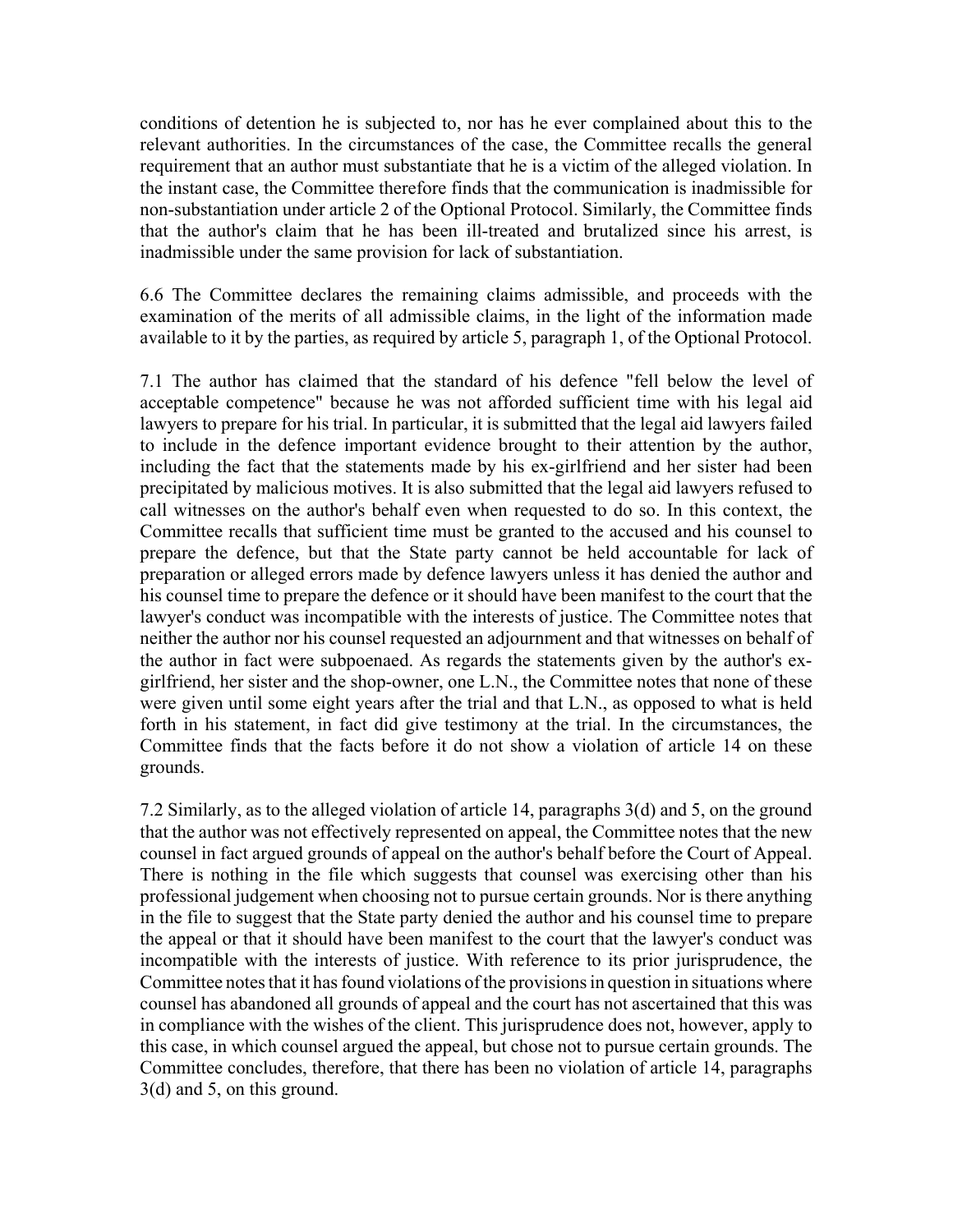conditions of detention he is subjected to, nor has he ever complained about this to the relevant authorities. In the circumstances of the case, the Committee recalls the general requirement that an author must substantiate that he is a victim of the alleged violation. In the instant case, the Committee therefore finds that the communication is inadmissible for non-substantiation under article 2 of the Optional Protocol. Similarly, the Committee finds that the author's claim that he has been ill-treated and brutalized since his arrest, is inadmissible under the same provision for lack of substantiation.

6.6 The Committee declares the remaining claims admissible, and proceeds with the examination of the merits of all admissible claims, in the light of the information made available to it by the parties, as required by article 5, paragraph 1, of the Optional Protocol.

7.1 The author has claimed that the standard of his defence "fell below the level of acceptable competence" because he was not afforded sufficient time with his legal aid lawyers to prepare for his trial. In particular, it is submitted that the legal aid lawyers failed to include in the defence important evidence brought to their attention by the author, including the fact that the statements made by his ex-girlfriend and her sister had been precipitated by malicious motives. It is also submitted that the legal aid lawyers refused to call witnesses on the author's behalf even when requested to do so. In this context, the Committee recalls that sufficient time must be granted to the accused and his counsel to prepare the defence, but that the State party cannot be held accountable for lack of preparation or alleged errors made by defence lawyers unless it has denied the author and his counsel time to prepare the defence or it should have been manifest to the court that the lawyer's conduct was incompatible with the interests of justice. The Committee notes that neither the author nor his counsel requested an adjournment and that witnesses on behalf of the author in fact were subpoenaed. As regards the statements given by the author's ex-girlfriend, her sister and the shop-owner, one L.N., the Committee notes that none of these were given until some eight years after the trial and that L.N., as opposed to what is held forth in his statement, in fact did give testimony at the trial. In the circumstances, the Committee finds that the facts before it do not show a violation of article 14 on these grounds.

7.2 Similarly, as to the alleged violation of article 14, paragraphs 3(d) and 5, on the ground that the author was not effectively represented on appeal, the Committee notes that the new counsel in fact argued grounds of appeal on the author's behalf before the Court of Appeal. There is nothing in the file which suggests that counsel was exercising other than his professional judgement when choosing not to pursue certain grounds. Nor is there anything in the file to suggest that the State party denied the author and his counsel time to prepare the appeal or that it should have been manifest to the court that the lawyer's conduct was incompatible with the interests of justice. With reference to its prior jurisprudence, the Committee notes that it has found violations of the provisions in question in situations where counsel has abandoned all grounds of appeal and the court has not ascertained that this was in compliance with the wishes of the client. This jurisprudence does not, however, apply to this case, in which counsel argued the appeal, but chose not to pursue certain grounds. The Committee concludes, therefore, that there has been no violation of article 14, paragraphs 3(d) and 5, on this ground.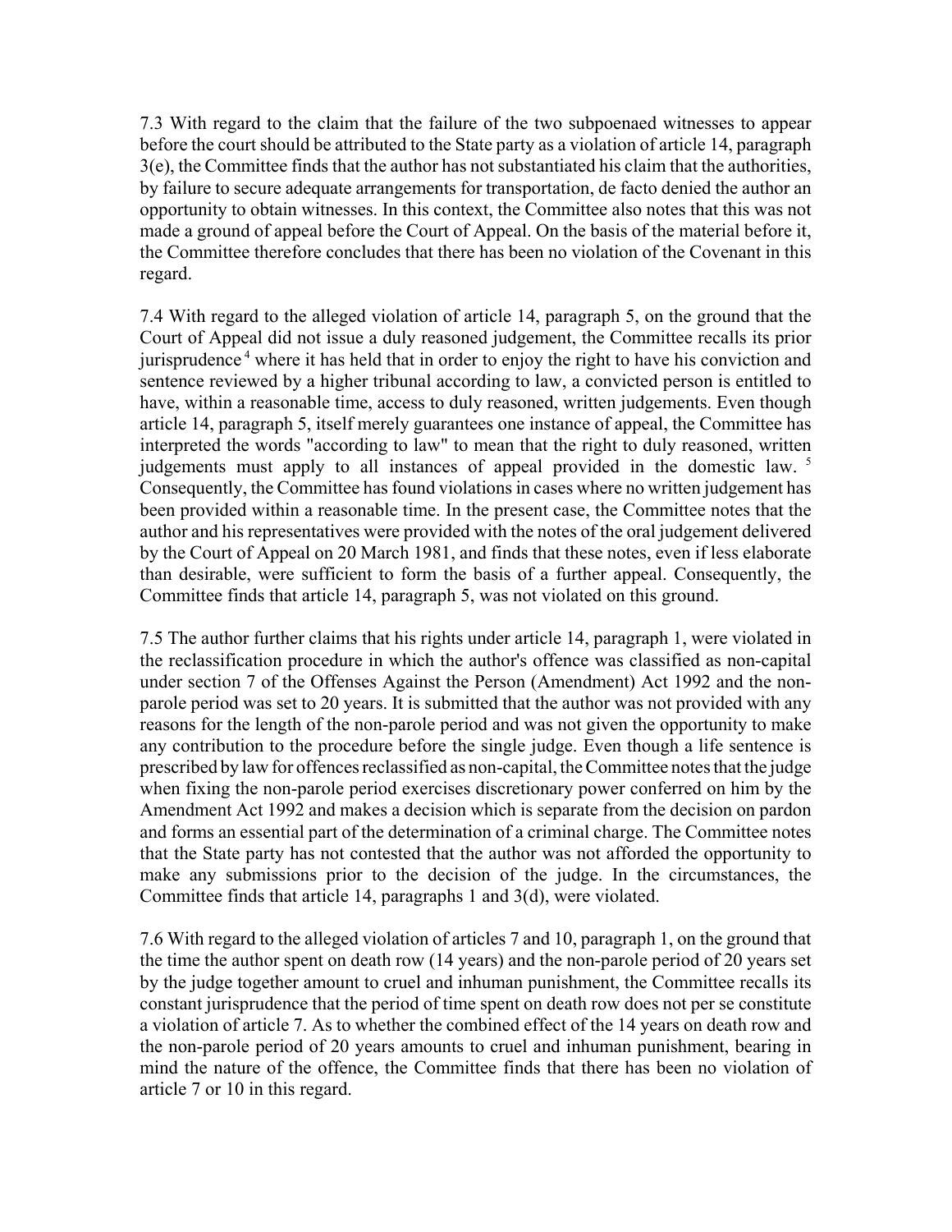7.3 With regard to the claim that the failure of the two subpoenaed witnesses to appear before the court should be attributed to the State party as a violation of article 14, paragraph 3(e), the Committee finds that the author has not substantiated his claim that the authorities, by failure to secure adequate arrangements for transportation, de facto denied the author an opportunity to obtain witnesses. In this context, the Committee also notes that this was not made a ground of appeal before the Court of Appeal. On the basis of the material before it, the Committee therefore concludes that there has been no violation of the Covenant in this regard.

7.4 With regard to the alleged violation of article 14, paragraph 5, on the ground that the Court of Appeal did not issue a duly reasoned judgement, the Committee recalls its prior jurisprudence [4] where it has held that in order to enjoy the right to have his conviction and sentence reviewed by a higher tribunal according to law, a convicted person is entitled to have, within a reasonable time, access to duly reasoned, written judgements. Even though article 14, paragraph 5, itself merely guarantees one instance of appeal, the Committee has interpreted the words "according to law" to mean that the right to duly reasoned, written judgements must apply to all instances of appeal provided in the domestic law. [5] Consequently, the Committee has found violations in cases where no written judgement has been provided within a reasonable time. In the present case, the Committee notes that the author and his representatives were provided with the notes of the oral judgement delivered by the Court of Appeal on 20 March 1981, and finds that these notes, even if less elaborate than desirable, were sufficient to form the basis of a further appeal. Consequently, the Committee finds that article 14, paragraph 5, was not violated on this ground.

7.5 The author further claims that his rights under article 14, paragraph 1, were violated in the reclassification procedure in which the author's offence was classified as non-capital under section 7 of the Offenses Against the Person (Amendment) Act 1992 and the non-parole period was set to 20 years. It is submitted that the author was not provided with any reasons for the length of the non-parole period and was not given the opportunity to make any contribution to the procedure before the single judge. Even though a life sentence is prescribed by law for offences reclassified as non-capital, the Committee notes that the judge when fixing the non-parole period exercises discretionary power conferred on him by the Amendment Act 1992 and makes a decision which is separate from the decision on pardon and forms an essential part of the determination of a criminal charge. The Committee notes that the State party has not contested that the author was not afforded the opportunity to make any submissions prior to the decision of the judge. In the circumstances, the Committee finds that article 14, paragraphs 1 and 3(d), were violated.

7.6 With regard to the alleged violation of articles 7 and 10, paragraph 1, on the ground that the time the author spent on death row (14 years) and the non-parole period of 20 years set by the judge together amount to cruel and inhuman punishment, the Committee recalls its constant jurisprudence that the period of time spent on death row does not per se constitute a violation of article 7. As to whether the combined effect of the 14 years on death row and the non-parole period of 20 years amounts to cruel and inhuman punishment, bearing in mind the nature of the offence, the Committee finds that there has been no violation of article 7 or 10 in this regard.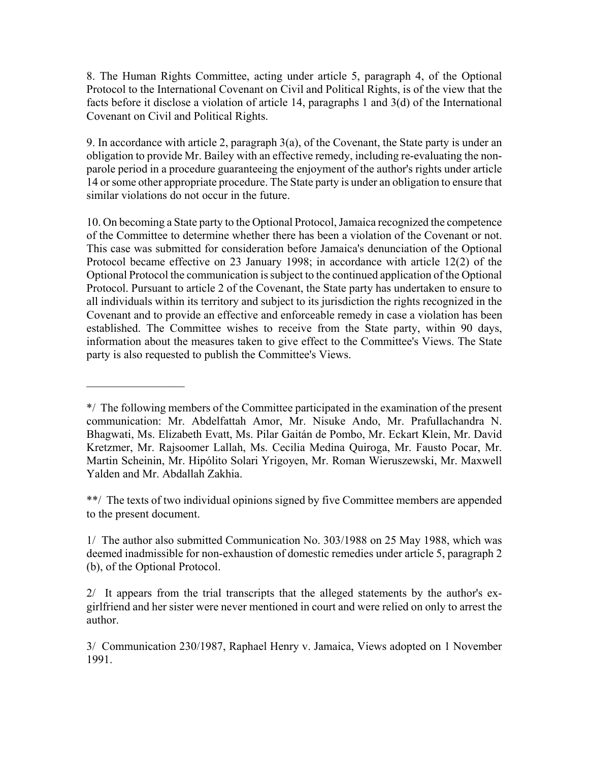8. The Human Rights Committee, acting under article 5, paragraph 4, of the Optional Protocol to the International Covenant on Civil and Political Rights, is of the view that the facts before it disclose a violation of article 14, paragraphs 1 and 3(d) of the International Covenant on Civil and Political Rights.

9. In accordance with article 2, paragraph 3(a), of the Covenant, the State party is under an obligation to provide Mr. Bailey with an effective remedy, including re-evaluating the non-parole period in a procedure guaranteeing the enjoyment of the author's rights under article 14 or some other appropriate procedure. The State party is under an obligation to ensure that similar violations do not occur in the future.

10. On becoming a State party to the Optional Protocol, Jamaica recognized the competence of the Committee to determine whether there has been a violation of the Covenant or not. This case was submitted for consideration before Jamaica's denunciation of the Optional Protocol became effective on 23 January 1998; in accordance with article 12(2) of the Optional Protocol the communication is subject to the continued application of the Optional Protocol. Pursuant to article 2 of the Covenant, the State party has undertaken to ensure to all individuals within its territory and subject to its jurisdiction the rights recognized in the Covenant and to provide an effective and enforceable remedy in case a violation has been established. The Committee wishes to receive from the State party, within 90 days, information about the measures taken to give effect to the Committee's Views. The State party is also requested to publish the Committee's Views.

---

*/ The following members of the Committee participated in the examination of the present communication: Mr. Abdelfattah Amor, Mr. Nisuke Ando, Mr. Prafullachandra N. Bhagwati, Ms. Elizabeth Evatt, Ms. Pilar Gaitán de Pombo, Mr. Eckart Klein, Mr. David Kretzmer, Mr. Rajsoomer Lallah, Ms. Cecilia Medina Quiroga, Mr. Fausto Pocar, Mr. Martin Scheinin, Mr. Hipólito Solari Yrigoyen, Mr. Roman Wieruszewski, Mr. Maxwell Yalden and Mr. Abdallah Zakhia.

**/ The texts of two individual opinions signed by five Committee members are appended to the present document.

1/ The author also submitted Communication No. 303/1988 on 25 May 1988, which was deemed inadmissible for non-exhaustion of domestic remedies under article 5, paragraph 2 (b), of the Optional Protocol.

2/ It appears from the trial transcripts that the alleged statements by the author's ex-girlfriend and her sister were never mentioned in court and were relied on only to arrest the author.

3/ Communication 230/1987, Raphael Henry v. Jamaica, Views adopted on 1 November 1991.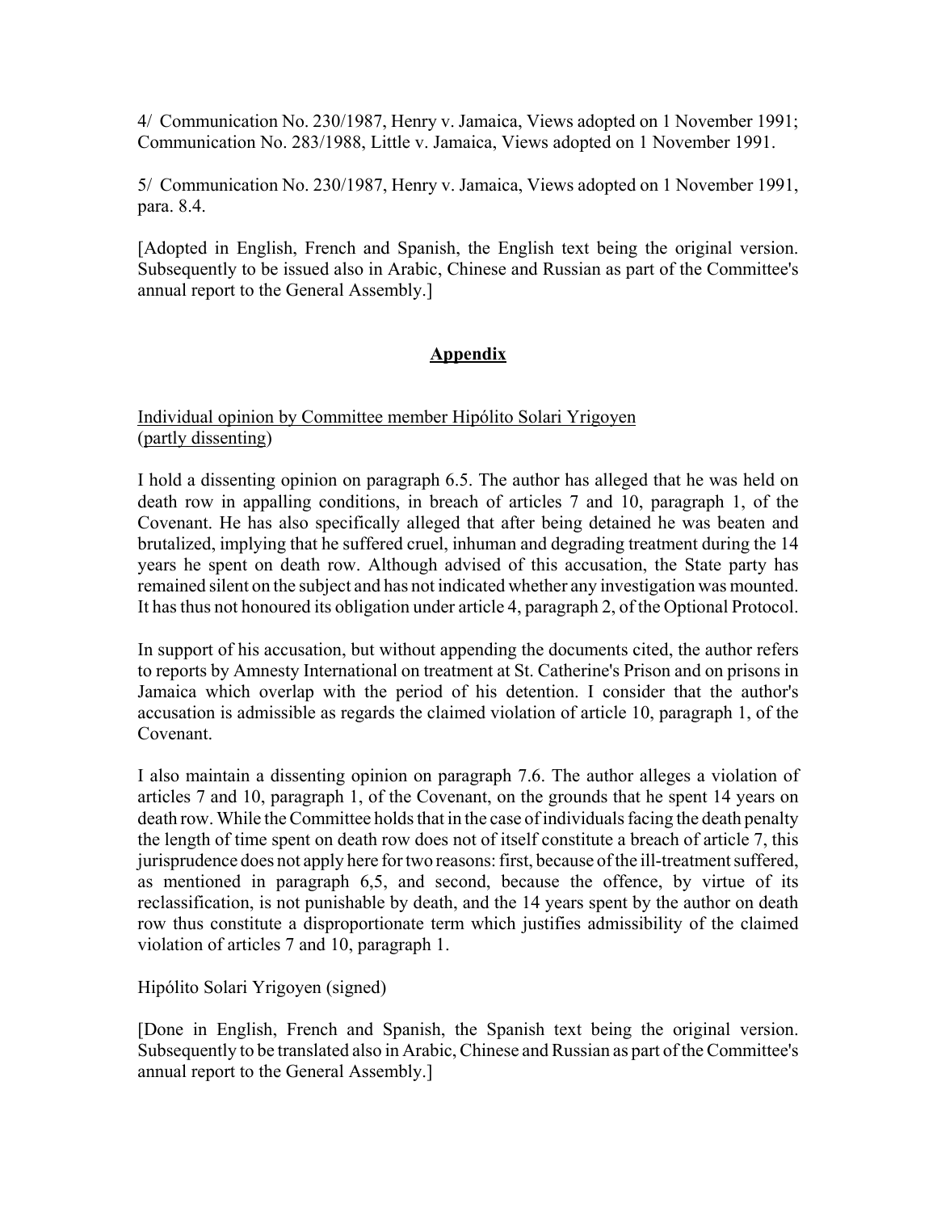4/ Communication No. 230/1987, Henry v. Jamaica, Views adopted on 1 November 1991; Communication No. 283/1988, Little v. Jamaica, Views adopted on 1 November 1991.

5/ Communication No. 230/1987, Henry v. Jamaica, Views adopted on 1 November 1991, para. 8.4.

[Adopted in English, French and Spanish, the English text being the original version. Subsequently to be issued also in Arabic, Chinese and Russian as part of the Committee's annual report to the General Assembly.]

## Appendix

Individual opinion by Committee member Hipólito Solari Yrigoyen (partly dissenting)

I hold a dissenting opinion on paragraph 6.5. The author has alleged that he was held on death row in appalling conditions, in breach of articles 7 and 10, paragraph 1, of the Covenant. He has also specifically alleged that after being detained he was beaten and brutalized, implying that he suffered cruel, inhuman and degrading treatment during the 14 years he spent on death row. Although advised of this accusation, the State party has remained silent on the subject and has not indicated whether any investigation was mounted. It has thus not honoured its obligation under article 4, paragraph 2, of the Optional Protocol.

In support of his accusation, but without appending the documents cited, the author refers to reports by Amnesty International on treatment at St. Catherine's Prison and on prisons in Jamaica which overlap with the period of his detention. I consider that the author's accusation is admissible as regards the claimed violation of article 10, paragraph 1, of the Covenant.

I also maintain a dissenting opinion on paragraph 7.6. The author alleges a violation of articles 7 and 10, paragraph 1, of the Covenant, on the grounds that he spent 14 years on death row. While the Committee holds that in the case of individuals facing the death penalty the length of time spent on death row does not of itself constitute a breach of article 7, this jurisprudence does not apply here for two reasons: first, because of the ill-treatment suffered, as mentioned in paragraph 6,5, and second, because the offence, by virtue of its reclassification, is not punishable by death, and the 14 years spent by the author on death row thus constitute a disproportionate term which justifies admissibility of the claimed violation of articles 7 and 10, paragraph 1.

Hipólito Solari Yrigoyen (signed)

[Done in English, French and Spanish, the Spanish text being the original version. Subsequently to be translated also in Arabic, Chinese and Russian as part of the Committee's annual report to the General Assembly.]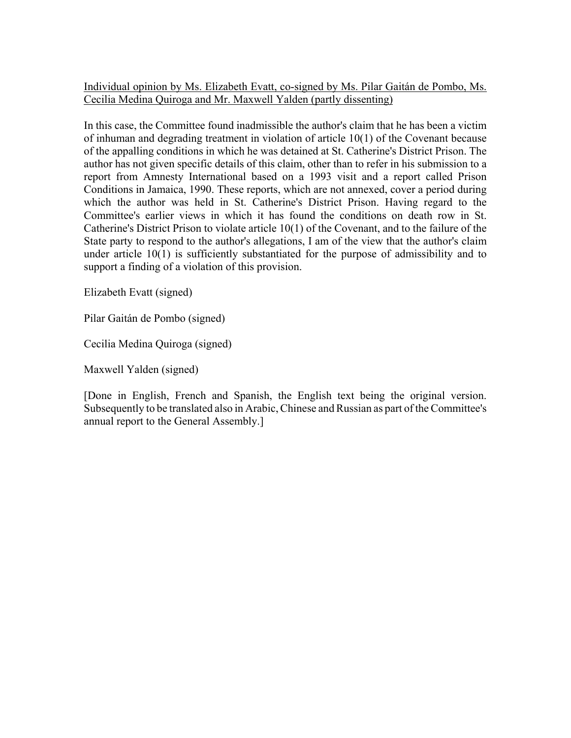Individual opinion by Ms. Elizabeth Evatt, co-signed by Ms. Pilar Gaitán de Pombo, Ms. Cecilia Medina Quiroga and Mr. Maxwell Yalden (partly dissenting)

In this case, the Committee found inadmissible the author's claim that he has been a victim of inhuman and degrading treatment in violation of article 10(1) of the Covenant because of the appalling conditions in which he was detained at St. Catherine's District Prison. The author has not given specific details of this claim, other than to refer in his submission to a report from Amnesty International based on a 1993 visit and a report called Prison Conditions in Jamaica, 1990. These reports, which are not annexed, cover a period during which the author was held in St. Catherine's District Prison. Having regard to the Committee's earlier views in which it has found the conditions on death row in St. Catherine's District Prison to violate article 10(1) of the Covenant, and to the failure of the State party to respond to the author's allegations, I am of the view that the author's claim under article 10(1) is sufficiently substantiated for the purpose of admissibility and to support a finding of a violation of this provision.

Elizabeth Evatt (signed)

Pilar Gaitán de Pombo (signed)

Cecilia Medina Quiroga (signed)

Maxwell Yalden (signed)

[Done in English, French and Spanish, the English text being the original version. Subsequently to be translated also in Arabic, Chinese and Russian as part of the Committee's annual report to the General Assembly.]